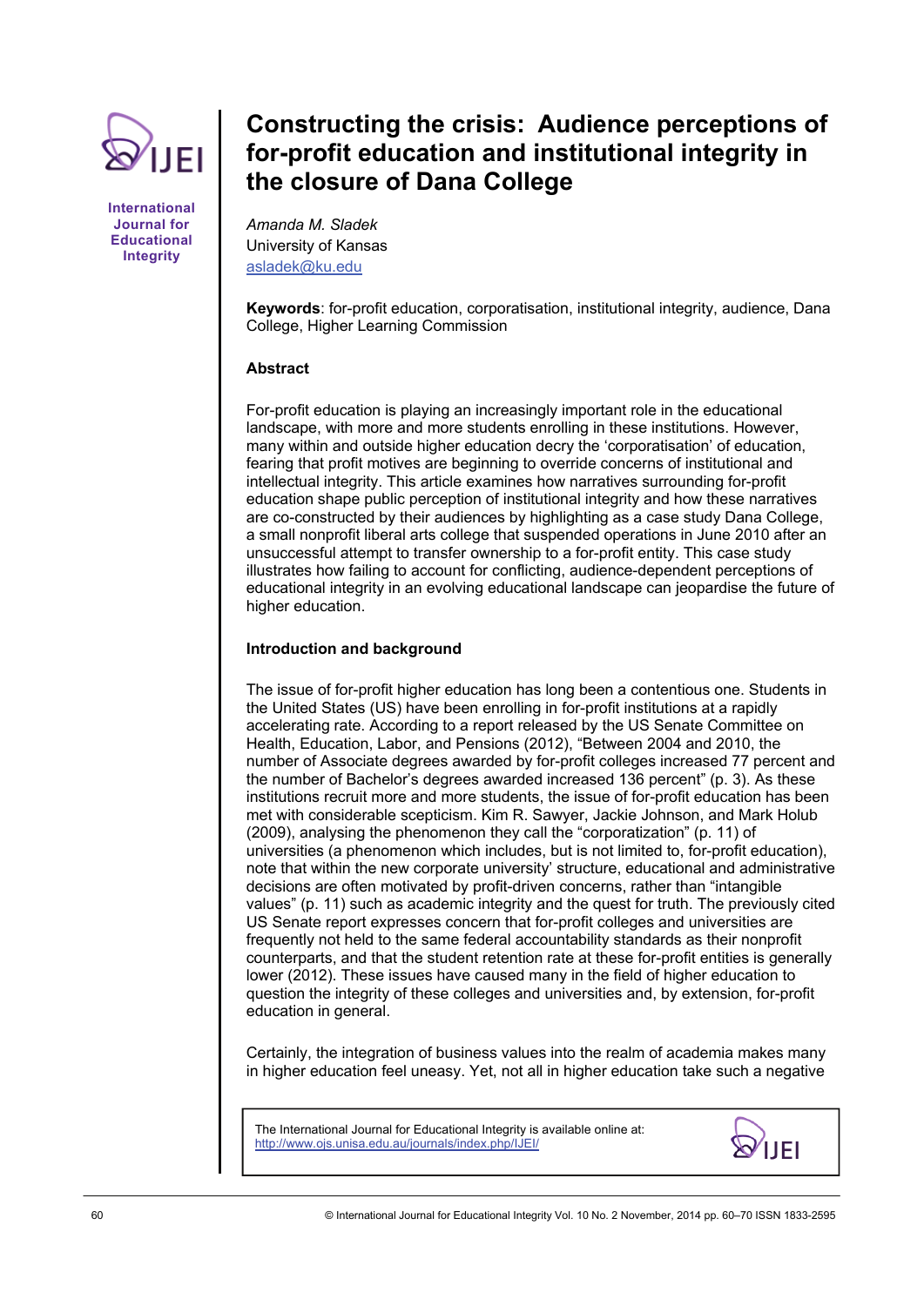# Constructing the crisis: Audience perceptions of for-profit education and institutional integrity in the closure of Dana College

*Amanda M. Sladek*
University of Kansas
asladek@ku.edu

**Keywords**: for-profit education, corporatisation, institutional integrity, audience, Dana College, Higher Learning Commission

## Abstract

For-profit education is playing an increasingly important role in the educational landscape, with more and more students enrolling in these institutions. However, many within and outside higher education decry the 'corporatisation' of education, fearing that profit motives are beginning to override concerns of institutional and intellectual integrity. This article examines how narratives surrounding for-profit education shape public perception of institutional integrity and how these narratives are co-constructed by their audiences by highlighting as a case study Dana College, a small nonprofit liberal arts college that suspended operations in June 2010 after an unsuccessful attempt to transfer ownership to a for-profit entity. This case study illustrates how failing to account for conflicting, audience-dependent perceptions of educational integrity in an evolving educational landscape can jeopardise the future of higher education.

## Introduction and background

The issue of for-profit higher education has long been a contentious one. Students in the United States (US) have been enrolling in for-profit institutions at a rapidly accelerating rate. According to a report released by the US Senate Committee on Health, Education, Labor, and Pensions (2012), "Between 2004 and 2010, the number of Associate degrees awarded by for-profit colleges increased 77 percent and the number of Bachelor's degrees awarded increased 136 percent" (p. 3). As these institutions recruit more and more students, the issue of for-profit education has been met with considerable scepticism. Kim R. Sawyer, Jackie Johnson, and Mark Holub (2009), analysing the phenomenon they call the "corporatization" (p. 11) of universities (a phenomenon which includes, but is not limited to, for-profit education), note that within the new corporate university' structure, educational and administrative decisions are often motivated by profit-driven concerns, rather than "intangible values" (p. 11) such as academic integrity and the quest for truth. The previously cited US Senate report expresses concern that for-profit colleges and universities are frequently not held to the same federal accountability standards as their nonprofit counterparts, and that the student retention rate at these for-profit entities is generally lower (2012). These issues have caused many in the field of higher education to question the integrity of these colleges and universities and, by extension, for-profit education in general.

Certainly, the integration of business values into the realm of academia makes many in higher education feel uneasy. Yet, not all in higher education take such a negative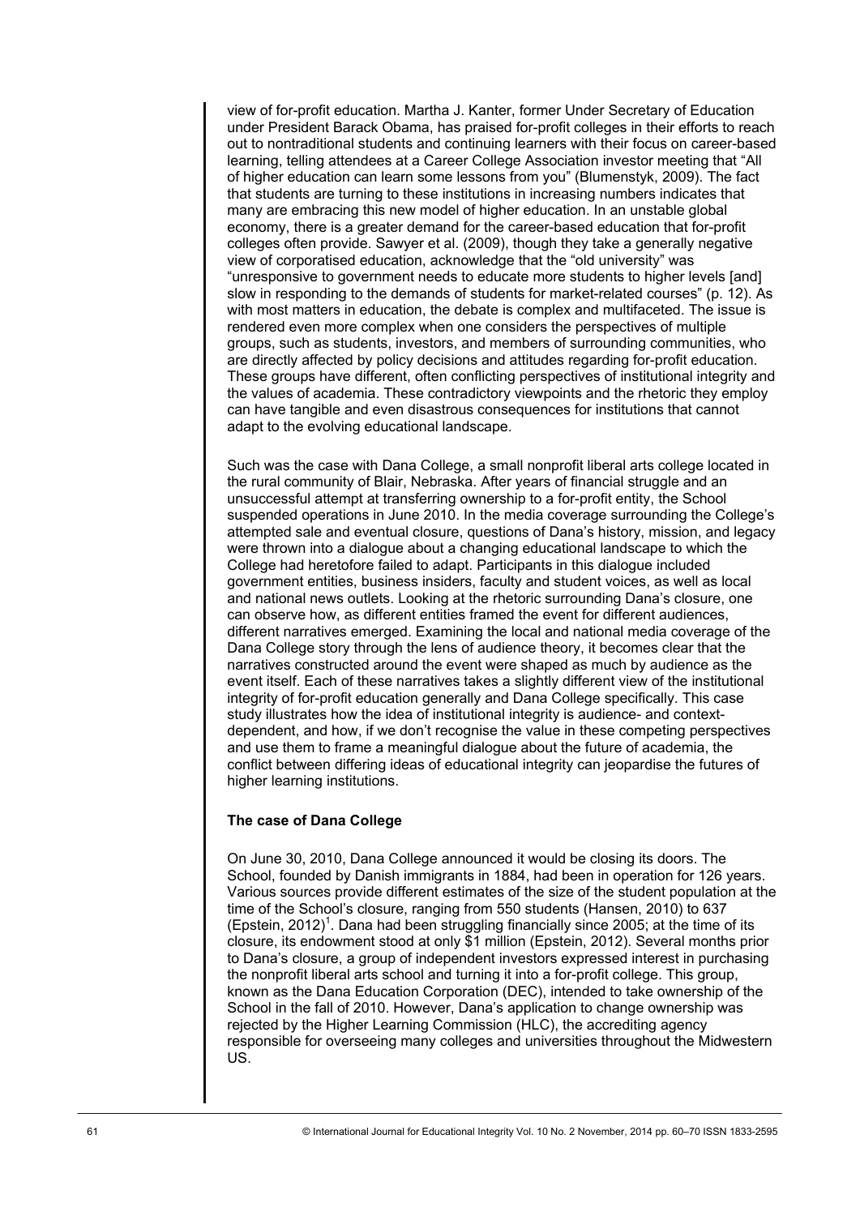view of for-profit education. Martha J. Kanter, former Under Secretary of Education under President Barack Obama, has praised for-profit colleges in their efforts to reach out to nontraditional students and continuing learners with their focus on career-based learning, telling attendees at a Career College Association investor meeting that "All of higher education can learn some lessons from you" (Blumenstyk, 2009). The fact that students are turning to these institutions in increasing numbers indicates that many are embracing this new model of higher education. In an unstable global economy, there is a greater demand for the career-based education that for-profit colleges often provide. Sawyer et al. (2009), though they take a generally negative view of corporatised education, acknowledge that the "old university" was "unresponsive to government needs to educate more students to higher levels [and] slow in responding to the demands of students for market-related courses" (p. 12). As with most matters in education, the debate is complex and multifaceted. The issue is rendered even more complex when one considers the perspectives of multiple groups, such as students, investors, and members of surrounding communities, who are directly affected by policy decisions and attitudes regarding for-profit education. These groups have different, often conflicting perspectives of institutional integrity and the values of academia. These contradictory viewpoints and the rhetoric they employ can have tangible and even disastrous consequences for institutions that cannot adapt to the evolving educational landscape.

Such was the case with Dana College, a small nonprofit liberal arts college located in the rural community of Blair, Nebraska. After years of financial struggle and an unsuccessful attempt at transferring ownership to a for-profit entity, the School suspended operations in June 2010. In the media coverage surrounding the College's attempted sale and eventual closure, questions of Dana's history, mission, and legacy were thrown into a dialogue about a changing educational landscape to which the College had heretofore failed to adapt. Participants in this dialogue included government entities, business insiders, faculty and student voices, as well as local and national news outlets. Looking at the rhetoric surrounding Dana's closure, one can observe how, as different entities framed the event for different audiences, different narratives emerged. Examining the local and national media coverage of the Dana College story through the lens of audience theory, it becomes clear that the narratives constructed around the event were shaped as much by audience as the event itself. Each of these narratives takes a slightly different view of the institutional integrity of for-profit education generally and Dana College specifically. This case study illustrates how the idea of institutional integrity is audience- and context-dependent, and how, if we don't recognise the value in these competing perspectives and use them to frame a meaningful dialogue about the future of academia, the conflict between differing ideas of educational integrity can jeopardise the futures of higher learning institutions.

**The case of Dana College**

On June 30, 2010, Dana College announced it would be closing its doors. The School, founded by Danish immigrants in 1884, had been in operation for 126 years. Various sources provide different estimates of the size of the student population at the time of the School's closure, ranging from 550 students (Hansen, 2010) to 637 (Epstein, 2012)[1]. Dana had been struggling financially since 2005; at the time of its closure, its endowment stood at only $1 million (Epstein, 2012). Several months prior to Dana's closure, a group of independent investors expressed interest in purchasing the nonprofit liberal arts school and turning it into a for-profit college. This group, known as the Dana Education Corporation (DEC), intended to take ownership of the School in the fall of 2010. However, Dana's application to change ownership was rejected by the Higher Learning Commission (HLC), the accrediting agency responsible for overseeing many colleges and universities throughout the Midwestern US.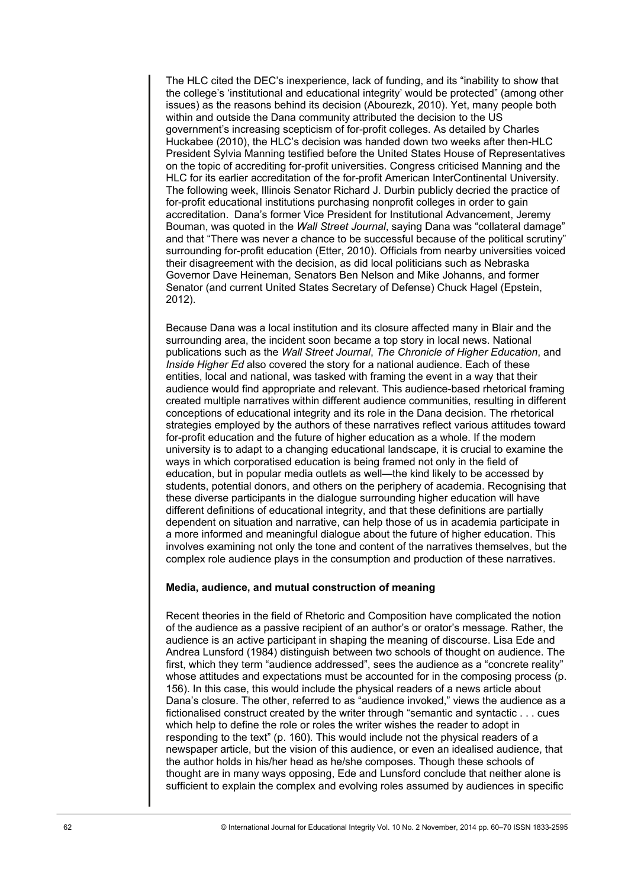The HLC cited the DEC's inexperience, lack of funding, and its "inability to show that the college's 'institutional and educational integrity' would be protected" (among other issues) as the reasons behind its decision (Abourezk, 2010). Yet, many people both within and outside the Dana community attributed the decision to the US government's increasing scepticism of for-profit colleges. As detailed by Charles Huckabee (2010), the HLC's decision was handed down two weeks after then-HLC President Sylvia Manning testified before the United States House of Representatives on the topic of accrediting for-profit universities. Congress criticised Manning and the HLC for its earlier accreditation of the for-profit American InterContinental University. The following week, Illinois Senator Richard J. Durbin publicly decried the practice of for-profit educational institutions purchasing nonprofit colleges in order to gain accreditation. Dana's former Vice President for Institutional Advancement, Jeremy Bouman, was quoted in the *Wall Street Journal*, saying Dana was "collateral damage" and that "There was never a chance to be successful because of the political scrutiny" surrounding for-profit education (Etter, 2010). Officials from nearby universities voiced their disagreement with the decision, as did local politicians such as Nebraska Governor Dave Heineman, Senators Ben Nelson and Mike Johanns, and former Senator (and current United States Secretary of Defense) Chuck Hagel (Epstein, 2012).

Because Dana was a local institution and its closure affected many in Blair and the surrounding area, the incident soon became a top story in local news. National publications such as the *Wall Street Journal*, *The Chronicle of Higher Education*, and *Inside Higher Ed* also covered the story for a national audience. Each of these entities, local and national, was tasked with framing the event in a way that their audience would find appropriate and relevant. This audience-based rhetorical framing created multiple narratives within different audience communities, resulting in different conceptions of educational integrity and its role in the Dana decision. The rhetorical strategies employed by the authors of these narratives reflect various attitudes toward for-profit education and the future of higher education as a whole. If the modern university is to adapt to a changing educational landscape, it is crucial to examine the ways in which corporatised education is being framed not only in the field of education, but in popular media outlets as well—the kind likely to be accessed by students, potential donors, and others on the periphery of academia. Recognising that these diverse participants in the dialogue surrounding higher education will have different definitions of educational integrity, and that these definitions are partially dependent on situation and narrative, can help those of us in academia participate in a more informed and meaningful dialogue about the future of higher education. This involves examining not only the tone and content of the narratives themselves, but the complex role audience plays in the consumption and production of these narratives.

### Media, audience, and mutual construction of meaning

Recent theories in the field of Rhetoric and Composition have complicated the notion of the audience as a passive recipient of an author's or orator's message. Rather, the audience is an active participant in shaping the meaning of discourse. Lisa Ede and Andrea Lunsford (1984) distinguish between two schools of thought on audience. The first, which they term "audience addressed", sees the audience as a "concrete reality" whose attitudes and expectations must be accounted for in the composing process (p. 156). In this case, this would include the physical readers of a news article about Dana's closure. The other, referred to as "audience invoked," views the audience as a fictionalised construct created by the writer through "semantic and syntactic . . . cues which help to define the role or roles the writer wishes the reader to adopt in responding to the text" (p. 160). This would include not the physical readers of a newspaper article, but the vision of this audience, or even an idealised audience, that the author holds in his/her head as he/she composes. Though these schools of thought are in many ways opposing, Ede and Lunsford conclude that neither alone is sufficient to explain the complex and evolving roles assumed by audiences in specific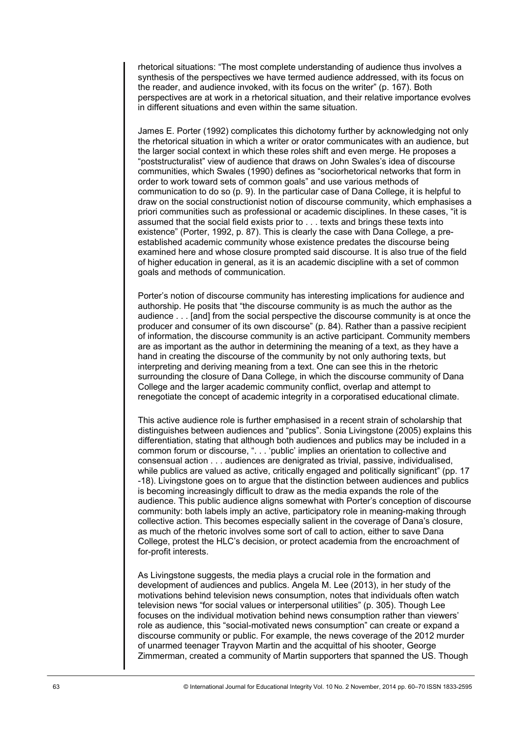rhetorical situations: "The most complete understanding of audience thus involves a synthesis of the perspectives we have termed audience addressed, with its focus on the reader, and audience invoked, with its focus on the writer" (p. 167). Both perspectives are at work in a rhetorical situation, and their relative importance evolves in different situations and even within the same situation.

James E. Porter (1992) complicates this dichotomy further by acknowledging not only the rhetorical situation in which a writer or orator communicates with an audience, but the larger social context in which these roles shift and even merge. He proposes a "poststructuralist" view of audience that draws on John Swales's idea of discourse communities, which Swales (1990) defines as "sociorhetorical networks that form in order to work toward sets of common goals" and use various methods of communication to do so (p. 9). In the particular case of Dana College, it is helpful to draw on the social constructionist notion of discourse community, which emphasises a priori communities such as professional or academic disciplines. In these cases, "it is assumed that the social field exists prior to . . . texts and brings these texts into existence" (Porter, 1992, p. 87). This is clearly the case with Dana College, a pre-established academic community whose existence predates the discourse being examined here and whose closure prompted said discourse. It is also true of the field of higher education in general, as it is an academic discipline with a set of common goals and methods of communication.

Porter's notion of discourse community has interesting implications for audience and authorship. He posits that "the discourse community is as much the author as the audience . . . [and] from the social perspective the discourse community is at once the producer and consumer of its own discourse" (p. 84). Rather than a passive recipient of information, the discourse community is an active participant. Community members are as important as the author in determining the meaning of a text, as they have a hand in creating the discourse of the community by not only authoring texts, but interpreting and deriving meaning from a text. One can see this in the rhetoric surrounding the closure of Dana College, in which the discourse community of Dana College and the larger academic community conflict, overlap and attempt to renegotiate the concept of academic integrity in a corporatised educational climate.

This active audience role is further emphasised in a recent strain of scholarship that distinguishes between audiences and "publics". Sonia Livingstone (2005) explains this differentiation, stating that although both audiences and publics may be included in a common forum or discourse, ". . . 'public' implies an orientation to collective and consensual action . . . audiences are denigrated as trivial, passive, individualised, while publics are valued as active, critically engaged and politically significant" (pp. 17 -18). Livingstone goes on to argue that the distinction between audiences and publics is becoming increasingly difficult to draw as the media expands the role of the audience. This public audience aligns somewhat with Porter's conception of discourse community: both labels imply an active, participatory role in meaning-making through collective action. This becomes especially salient in the coverage of Dana's closure, as much of the rhetoric involves some sort of call to action, either to save Dana College, protest the HLC's decision, or protect academia from the encroachment of for-profit interests.

As Livingstone suggests, the media plays a crucial role in the formation and development of audiences and publics. Angela M. Lee (2013), in her study of the motivations behind television news consumption, notes that individuals often watch television news "for social values or interpersonal utilities" (p. 305). Though Lee focuses on the individual motivation behind news consumption rather than viewers' role as audience, this "social-motivated news consumption" can create or expand a discourse community or public. For example, the news coverage of the 2012 murder of unarmed teenager Trayvon Martin and the acquittal of his shooter, George Zimmerman, created a community of Martin supporters that spanned the US. Though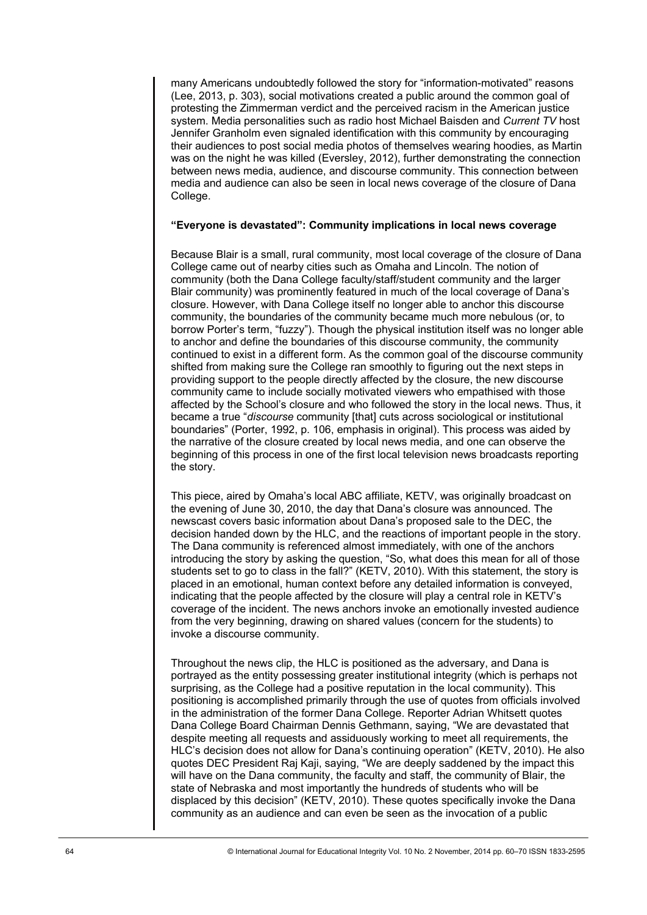many Americans undoubtedly followed the story for "information-motivated" reasons (Lee, 2013, p. 303), social motivations created a public around the common goal of protesting the Zimmerman verdict and the perceived racism in the American justice system. Media personalities such as radio host Michael Baisden and *Current TV* host Jennifer Granholm even signaled identification with this community by encouraging their audiences to post social media photos of themselves wearing hoodies, as Martin was on the night he was killed (Eversley, 2012), further demonstrating the connection between news media, audience, and discourse community. This connection between media and audience can also be seen in local news coverage of the closure of Dana College.

**"Everyone is devastated": Community implications in local news coverage**

Because Blair is a small, rural community, most local coverage of the closure of Dana College came out of nearby cities such as Omaha and Lincoln. The notion of community (both the Dana College faculty/staff/student community and the larger Blair community) was prominently featured in much of the local coverage of Dana's closure. However, with Dana College itself no longer able to anchor this discourse community, the boundaries of the community became much more nebulous (or, to borrow Porter's term, "fuzzy"). Though the physical institution itself was no longer able to anchor and define the boundaries of this discourse community, the community continued to exist in a different form. As the common goal of the discourse community shifted from making sure the College ran smoothly to figuring out the next steps in providing support to the people directly affected by the closure, the new discourse community came to include socially motivated viewers who empathised with those affected by the School's closure and who followed the story in the local news. Thus, it became a true "*discourse* community [that] cuts across sociological or institutional boundaries" (Porter, 1992, p. 106, emphasis in original). This process was aided by the narrative of the closure created by local news media, and one can observe the beginning of this process in one of the first local television news broadcasts reporting the story.

This piece, aired by Omaha's local ABC affiliate, KETV, was originally broadcast on the evening of June 30, 2010, the day that Dana's closure was announced. The newscast covers basic information about Dana's proposed sale to the DEC, the decision handed down by the HLC, and the reactions of important people in the story. The Dana community is referenced almost immediately, with one of the anchors introducing the story by asking the question, "So, what does this mean for all of those students set to go to class in the fall?" (KETV, 2010). With this statement, the story is placed in an emotional, human context before any detailed information is conveyed, indicating that the people affected by the closure will play a central role in KETV's coverage of the incident. The news anchors invoke an emotionally invested audience from the very beginning, drawing on shared values (concern for the students) to invoke a discourse community.

Throughout the news clip, the HLC is positioned as the adversary, and Dana is portrayed as the entity possessing greater institutional integrity (which is perhaps not surprising, as the College had a positive reputation in the local community). This positioning is accomplished primarily through the use of quotes from officials involved in the administration of the former Dana College. Reporter Adrian Whitsett quotes Dana College Board Chairman Dennis Gethmann, saying, "We are devastated that despite meeting all requests and assiduously working to meet all requirements, the HLC's decision does not allow for Dana's continuing operation" (KETV, 2010). He also quotes DEC President Raj Kaji, saying, "We are deeply saddened by the impact this will have on the Dana community, the faculty and staff, the community of Blair, the state of Nebraska and most importantly the hundreds of students who will be displaced by this decision" (KETV, 2010). These quotes specifically invoke the Dana community as an audience and can even be seen as the invocation of a public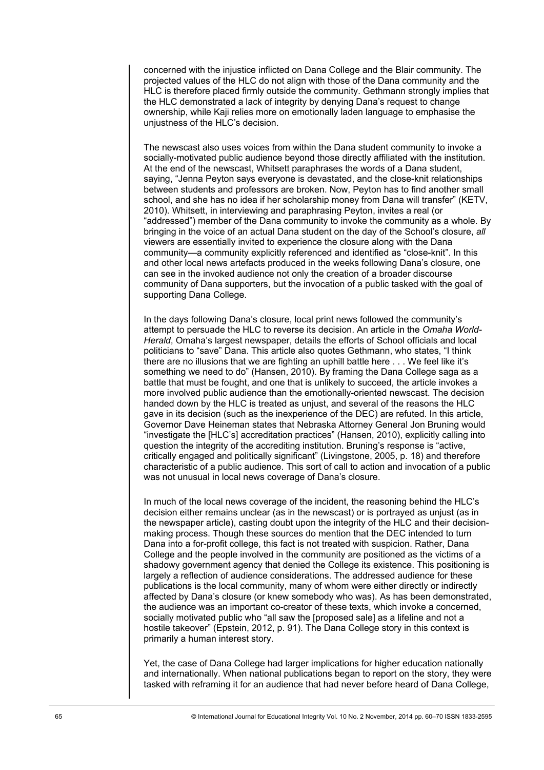concerned with the injustice inflicted on Dana College and the Blair community. The projected values of the HLC do not align with those of the Dana community and the HLC is therefore placed firmly outside the community. Gethmann strongly implies that the HLC demonstrated a lack of integrity by denying Dana's request to change ownership, while Kaji relies more on emotionally laden language to emphasise the unjustness of the HLC's decision.

The newscast also uses voices from within the Dana student community to invoke a socially-motivated public audience beyond those directly affiliated with the institution. At the end of the newscast, Whitsett paraphrases the words of a Dana student, saying, "Jenna Peyton says everyone is devastated, and the close-knit relationships between students and professors are broken. Now, Peyton has to find another small school, and she has no idea if her scholarship money from Dana will transfer" (KETV, 2010). Whitsett, in interviewing and paraphrasing Peyton, invites a real (or "addressed") member of the Dana community to invoke the community as a whole. By bringing in the voice of an actual Dana student on the day of the School's closure, *all* viewers are essentially invited to experience the closure along with the Dana community—a community explicitly referenced and identified as "close-knit". In this and other local news artefacts produced in the weeks following Dana's closure, one can see in the invoked audience not only the creation of a broader discourse community of Dana supporters, but the invocation of a public tasked with the goal of supporting Dana College.

In the days following Dana's closure, local print news followed the community's attempt to persuade the HLC to reverse its decision. An article in the *Omaha World-Herald*, Omaha's largest newspaper, details the efforts of School officials and local politicians to "save" Dana. This article also quotes Gethmann, who states, "I think there are no illusions that we are fighting an uphill battle here . . . We feel like it's something we need to do" (Hansen, 2010). By framing the Dana College saga as a battle that must be fought, and one that is unlikely to succeed, the article invokes a more involved public audience than the emotionally-oriented newscast. The decision handed down by the HLC is treated as unjust, and several of the reasons the HLC gave in its decision (such as the inexperience of the DEC) are refuted. In this article, Governor Dave Heineman states that Nebraska Attorney General Jon Bruning would "investigate the [HLC's] accreditation practices" (Hansen, 2010), explicitly calling into question the integrity of the accrediting institution. Bruning's response is "active, critically engaged and politically significant" (Livingstone, 2005, p. 18) and therefore characteristic of a public audience. This sort of call to action and invocation of a public was not unusual in local news coverage of Dana's closure.

In much of the local news coverage of the incident, the reasoning behind the HLC's decision either remains unclear (as in the newscast) or is portrayed as unjust (as in the newspaper article), casting doubt upon the integrity of the HLC and their decision-making process. Though these sources do mention that the DEC intended to turn Dana into a for-profit college, this fact is not treated with suspicion. Rather, Dana College and the people involved in the community are positioned as the victims of a shadowy government agency that denied the College its existence. This positioning is largely a reflection of audience considerations. The addressed audience for these publications is the local community, many of whom were either directly or indirectly affected by Dana's closure (or knew somebody who was). As has been demonstrated, the audience was an important co-creator of these texts, which invoke a concerned, socially motivated public who "all saw the [proposed sale] as a lifeline and not a hostile takeover" (Epstein, 2012, p. 91). The Dana College story in this context is primarily a human interest story.

Yet, the case of Dana College had larger implications for higher education nationally and internationally. When national publications began to report on the story, they were tasked with reframing it for an audience that had never before heard of Dana College,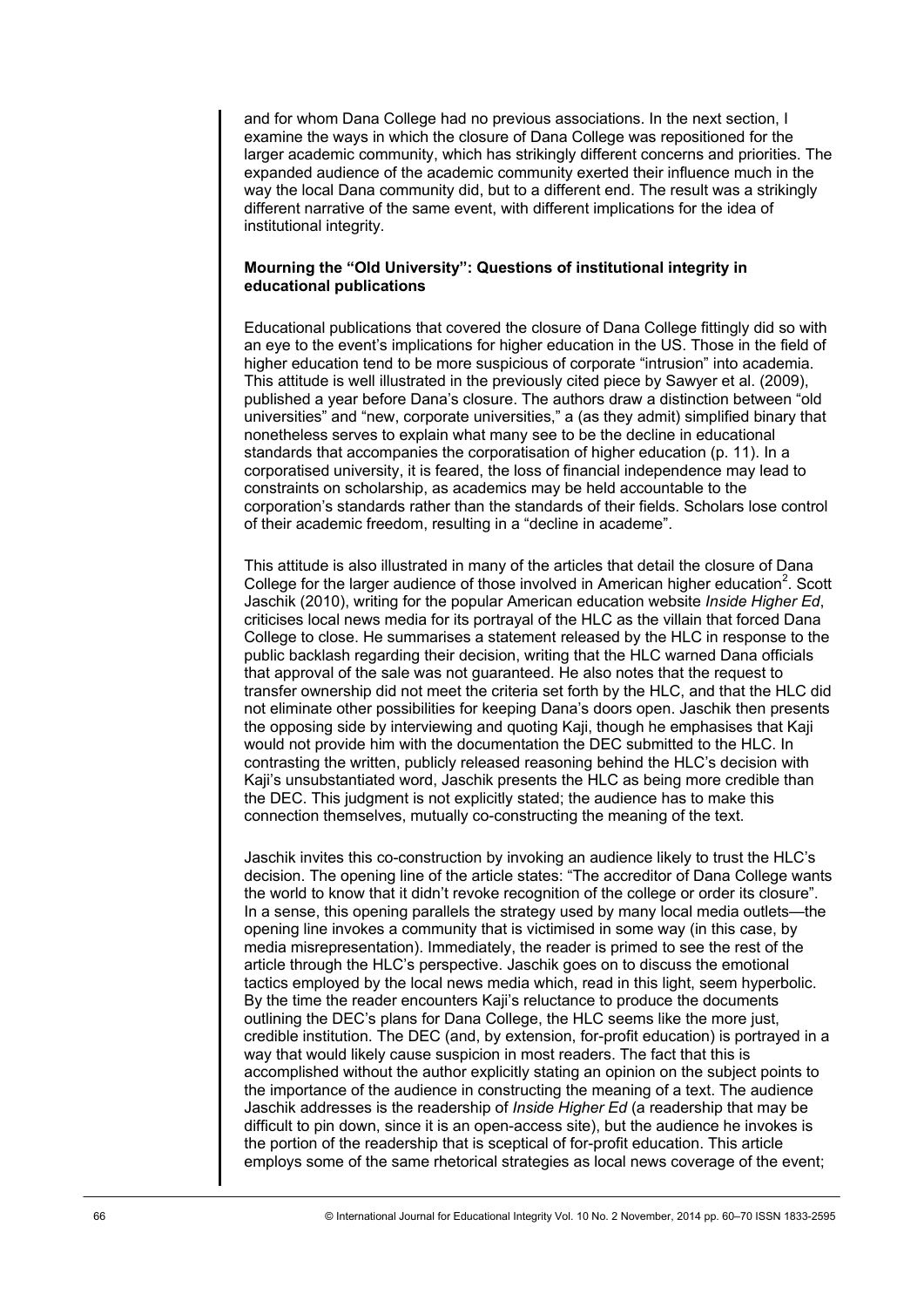and for whom Dana College had no previous associations. In the next section, I examine the ways in which the closure of Dana College was repositioned for the larger academic community, which has strikingly different concerns and priorities. The expanded audience of the academic community exerted their influence much in the way the local Dana community did, but to a different end. The result was a strikingly different narrative of the same event, with different implications for the idea of institutional integrity.

### Mourning the "Old University": Questions of institutional integrity in educational publications

Educational publications that covered the closure of Dana College fittingly did so with an eye to the event's implications for higher education in the US. Those in the field of higher education tend to be more suspicious of corporate "intrusion" into academia. This attitude is well illustrated in the previously cited piece by Sawyer et al. (2009), published a year before Dana's closure. The authors draw a distinction between "old universities" and "new, corporate universities," a (as they admit) simplified binary that nonetheless serves to explain what many see to be the decline in educational standards that accompanies the corporatisation of higher education (p. 11). In a corporatised university, it is feared, the loss of financial independence may lead to constraints on scholarship, as academics may be held accountable to the corporation's standards rather than the standards of their fields. Scholars lose control of their academic freedom, resulting in a "decline in academe".

This attitude is also illustrated in many of the articles that detail the closure of Dana College for the larger audience of those involved in American higher education[2]. Scott Jaschik (2010), writing for the popular American education website *Inside Higher Ed*, criticises local news media for its portrayal of the HLC as the villain that forced Dana College to close. He summarises a statement released by the HLC in response to the public backlash regarding their decision, writing that the HLC warned Dana officials that approval of the sale was not guaranteed. He also notes that the request to transfer ownership did not meet the criteria set forth by the HLC, and that the HLC did not eliminate other possibilities for keeping Dana's doors open. Jaschik then presents the opposing side by interviewing and quoting Kaji, though he emphasises that Kaji would not provide him with the documentation the DEC submitted to the HLC. In contrasting the written, publicly released reasoning behind the HLC's decision with Kaji's unsubstantiated word, Jaschik presents the HLC as being more credible than the DEC. This judgment is not explicitly stated; the audience has to make this connection themselves, mutually co-constructing the meaning of the text.

Jaschik invites this co-construction by invoking an audience likely to trust the HLC's decision. The opening line of the article states: "The accreditor of Dana College wants the world to know that it didn't revoke recognition of the college or order its closure". In a sense, this opening parallels the strategy used by many local media outlets—the opening line invokes a community that is victimised in some way (in this case, by media misrepresentation). Immediately, the reader is primed to see the rest of the article through the HLC's perspective. Jaschik goes on to discuss the emotional tactics employed by the local news media which, read in this light, seem hyperbolic. By the time the reader encounters Kaji's reluctance to produce the documents outlining the DEC's plans for Dana College, the HLC seems like the more just, credible institution. The DEC (and, by extension, for-profit education) is portrayed in a way that would likely cause suspicion in most readers. The fact that this is accomplished without the author explicitly stating an opinion on the subject points to the importance of the audience in constructing the meaning of a text. The audience Jaschik addresses is the readership of *Inside Higher Ed* (a readership that may be difficult to pin down, since it is an open-access site), but the audience he invokes is the portion of the readership that is sceptical of for-profit education. This article employs some of the same rhetorical strategies as local news coverage of the event;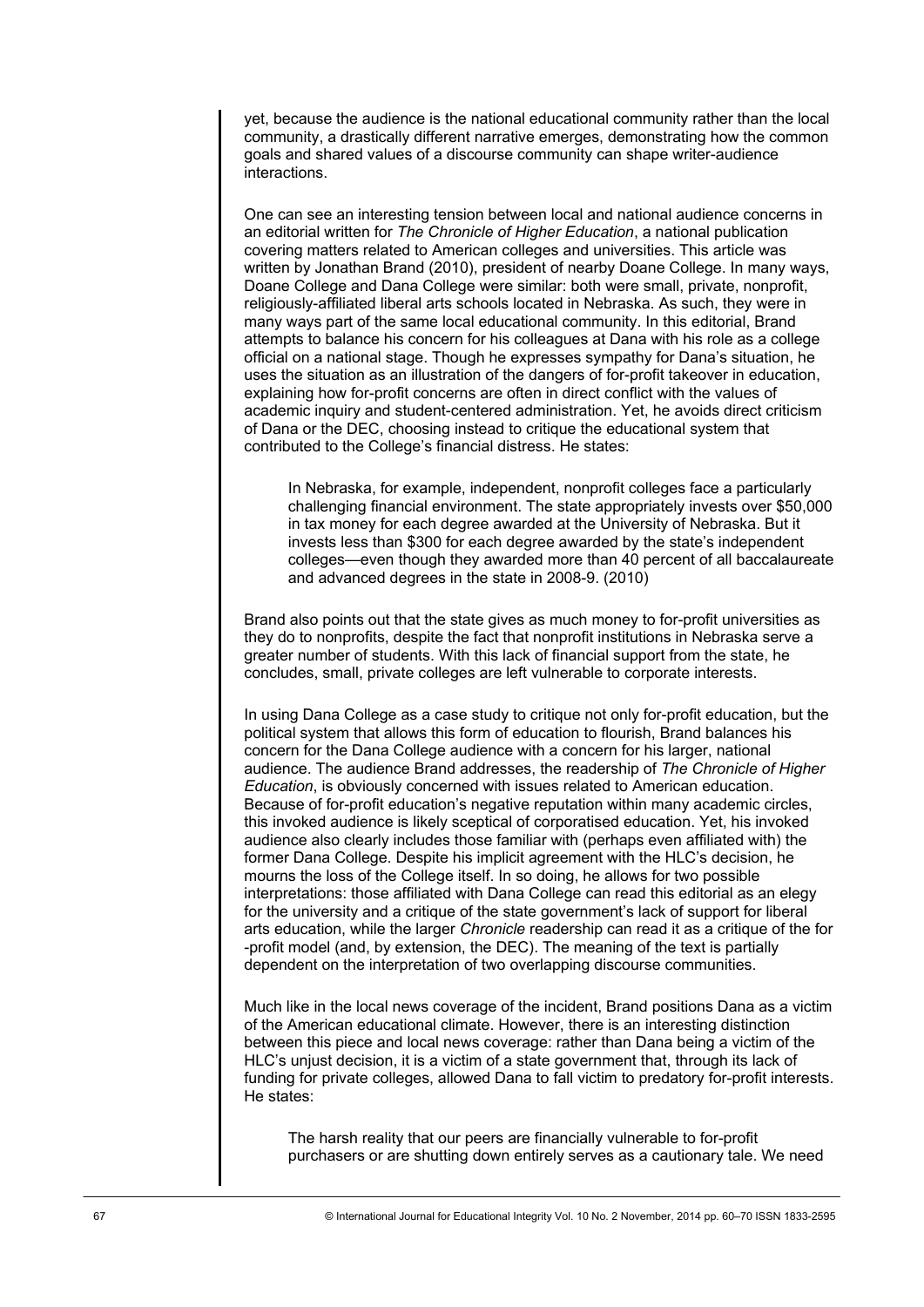yet, because the audience is the national educational community rather than the local community, a drastically different narrative emerges, demonstrating how the common goals and shared values of a discourse community can shape writer-audience interactions.

One can see an interesting tension between local and national audience concerns in an editorial written for *The Chronicle of Higher Education*, a national publication covering matters related to American colleges and universities. This article was written by Jonathan Brand (2010), president of nearby Doane College. In many ways, Doane College and Dana College were similar: both were small, private, nonprofit, religiously-affiliated liberal arts schools located in Nebraska. As such, they were in many ways part of the same local educational community. In this editorial, Brand attempts to balance his concern for his colleagues at Dana with his role as a college official on a national stage. Though he expresses sympathy for Dana's situation, he uses the situation as an illustration of the dangers of for-profit takeover in education, explaining how for-profit concerns are often in direct conflict with the values of academic inquiry and student-centered administration. Yet, he avoids direct criticism of Dana or the DEC, choosing instead to critique the educational system that contributed to the College's financial distress. He states:

> In Nebraska, for example, independent, nonprofit colleges face a particularly challenging financial environment. The state appropriately invests over $50,000 in tax money for each degree awarded at the University of Nebraska. But it invests less than $300 for each degree awarded by the state's independent colleges—even though they awarded more than 40 percent of all baccalaureate and advanced degrees in the state in 2008-9. (2010)

Brand also points out that the state gives as much money to for-profit universities as they do to nonprofits, despite the fact that nonprofit institutions in Nebraska serve a greater number of students. With this lack of financial support from the state, he concludes, small, private colleges are left vulnerable to corporate interests.

In using Dana College as a case study to critique not only for-profit education, but the political system that allows this form of education to flourish, Brand balances his concern for the Dana College audience with a concern for his larger, national audience. The audience Brand addresses, the readership of *The Chronicle of Higher Education*, is obviously concerned with issues related to American education. Because of for-profit education's negative reputation within many academic circles, this invoked audience is likely sceptical of corporatised education. Yet, his invoked audience also clearly includes those familiar with (perhaps even affiliated with) the former Dana College. Despite his implicit agreement with the HLC's decision, he mourns the loss of the College itself. In so doing, he allows for two possible interpretations: those affiliated with Dana College can read this editorial as an elegy for the university and a critique of the state government's lack of support for liberal arts education, while the larger *Chronicle* readership can read it as a critique of the for-profit model (and, by extension, the DEC). The meaning of the text is partially dependent on the interpretation of two overlapping discourse communities.

Much like in the local news coverage of the incident, Brand positions Dana as a victim of the American educational climate. However, there is an interesting distinction between this piece and local news coverage: rather than Dana being a victim of the HLC's unjust decision, it is a victim of a state government that, through its lack of funding for private colleges, allowed Dana to fall victim to predatory for-profit interests. He states:

> The harsh reality that our peers are financially vulnerable to for-profit purchasers or are shutting down entirely serves as a cautionary tale. We need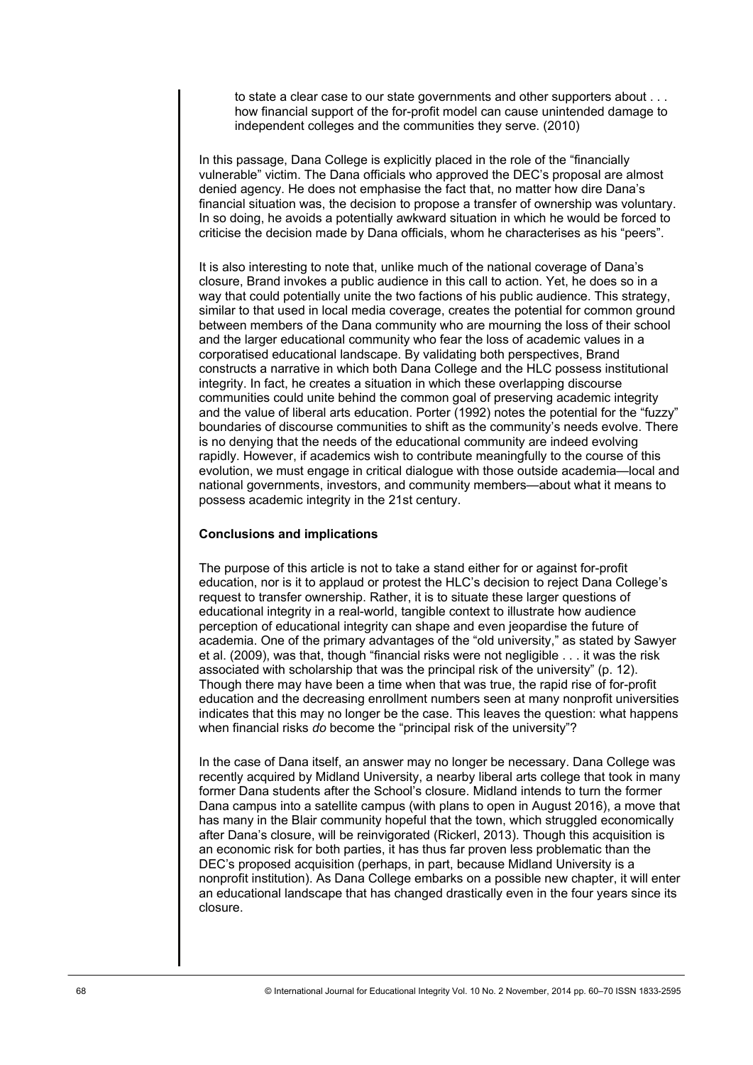> to state a clear case to our state governments and other supporters about . . . how financial support of the for-profit model can cause unintended damage to independent colleges and the communities they serve. (2010)

In this passage, Dana College is explicitly placed in the role of the "financially vulnerable" victim. The Dana officials who approved the DEC's proposal are almost denied agency. He does not emphasise the fact that, no matter how dire Dana's financial situation was, the decision to propose a transfer of ownership was voluntary. In so doing, he avoids a potentially awkward situation in which he would be forced to criticise the decision made by Dana officials, whom he characterises as his "peers".

It is also interesting to note that, unlike much of the national coverage of Dana's closure, Brand invokes a public audience in this call to action. Yet, he does so in a way that could potentially unite the two factions of his public audience. This strategy, similar to that used in local media coverage, creates the potential for common ground between members of the Dana community who are mourning the loss of their school and the larger educational community who fear the loss of academic values in a corporatised educational landscape. By validating both perspectives, Brand constructs a narrative in which both Dana College and the HLC possess institutional integrity. In fact, he creates a situation in which these overlapping discourse communities could unite behind the common goal of preserving academic integrity and the value of liberal arts education. Porter (1992) notes the potential for the "fuzzy" boundaries of discourse communities to shift as the community's needs evolve. There is no denying that the needs of the educational community are indeed evolving rapidly. However, if academics wish to contribute meaningfully to the course of this evolution, we must engage in critical dialogue with those outside academia—local and national governments, investors, and community members—about what it means to possess academic integrity in the 21st century.

## Conclusions and implications

The purpose of this article is not to take a stand either for or against for-profit education, nor is it to applaud or protest the HLC's decision to reject Dana College's request to transfer ownership. Rather, it is to situate these larger questions of educational integrity in a real-world, tangible context to illustrate how audience perception of educational integrity can shape and even jeopardise the future of academia. One of the primary advantages of the "old university," as stated by Sawyer et al. (2009), was that, though "financial risks were not negligible . . . it was the risk associated with scholarship that was the principal risk of the university" (p. 12). Though there may have been a time when that was true, the rapid rise of for-profit education and the decreasing enrollment numbers seen at many nonprofit universities indicates that this may no longer be the case. This leaves the question: what happens when financial risks *do* become the "principal risk of the university"?

In the case of Dana itself, an answer may no longer be necessary. Dana College was recently acquired by Midland University, a nearby liberal arts college that took in many former Dana students after the School's closure. Midland intends to turn the former Dana campus into a satellite campus (with plans to open in August 2016), a move that has many in the Blair community hopeful that the town, which struggled economically after Dana's closure, will be reinvigorated (Rickerl, 2013). Though this acquisition is an economic risk for both parties, it has thus far proven less problematic than the DEC's proposed acquisition (perhaps, in part, because Midland University is a nonprofit institution). As Dana College embarks on a possible new chapter, it will enter an educational landscape that has changed drastically even in the four years since its closure.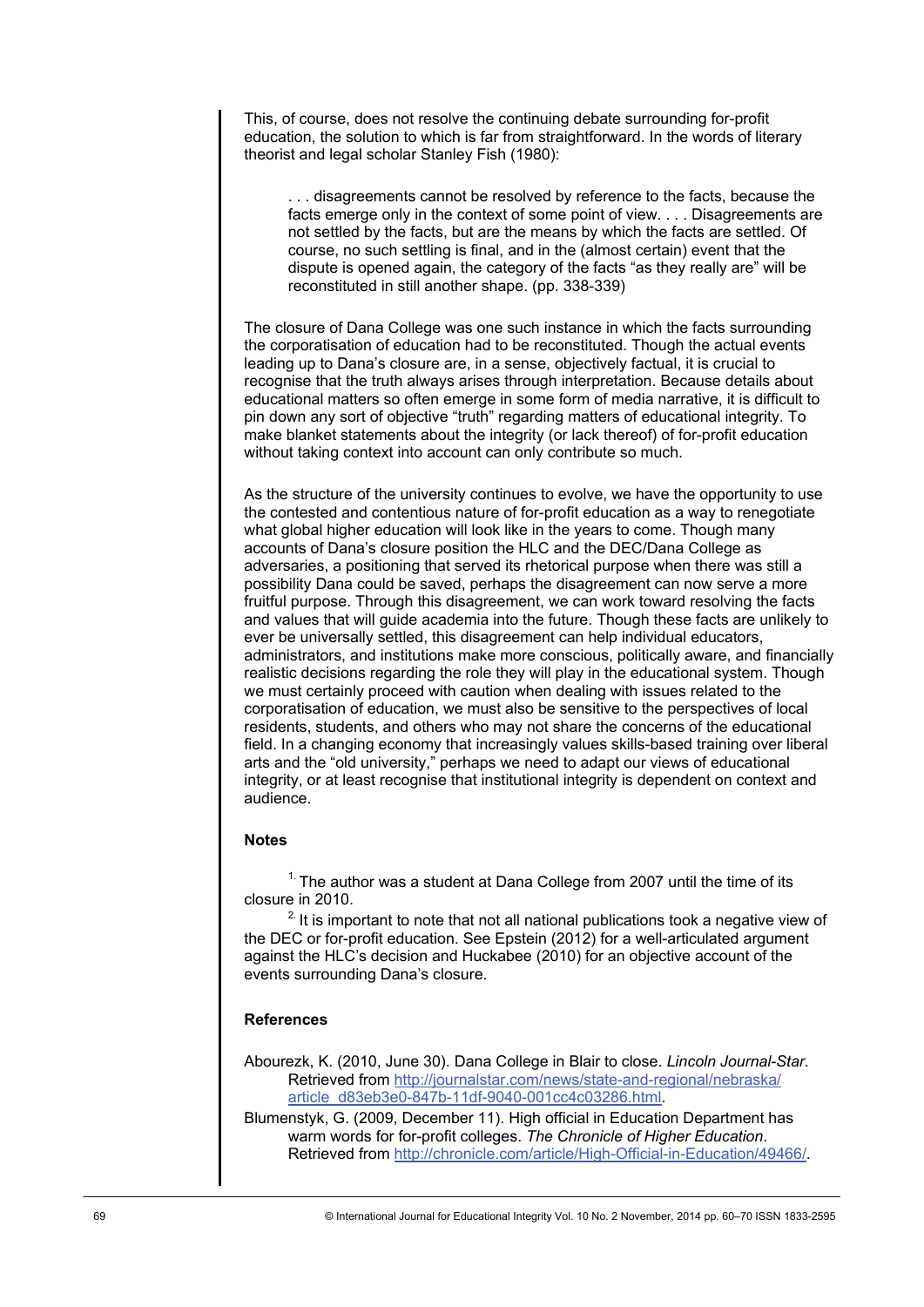This, of course, does not resolve the continuing debate surrounding for-profit education, the solution to which is far from straightforward. In the words of literary theorist and legal scholar Stanley Fish (1980):

> . . . disagreements cannot be resolved by reference to the facts, because the facts emerge only in the context of some point of view. . . . Disagreements are not settled by the facts, but are the means by which the facts are settled. Of course, no such settling is final, and in the (almost certain) event that the dispute is opened again, the category of the facts "as they really are" will be reconstituted in still another shape. (pp. 338-339)

The closure of Dana College was one such instance in which the facts surrounding the corporatisation of education had to be reconstituted. Though the actual events leading up to Dana's closure are, in a sense, objectively factual, it is crucial to recognise that the truth always arises through interpretation. Because details about educational matters so often emerge in some form of media narrative, it is difficult to pin down any sort of objective "truth" regarding matters of educational integrity. To make blanket statements about the integrity (or lack thereof) of for-profit education without taking context into account can only contribute so much.

As the structure of the university continues to evolve, we have the opportunity to use the contested and contentious nature of for-profit education as a way to renegotiate what global higher education will look like in the years to come. Though many accounts of Dana's closure position the HLC and the DEC/Dana College as adversaries, a positioning that served its rhetorical purpose when there was still a possibility Dana could be saved, perhaps the disagreement can now serve a more fruitful purpose. Through this disagreement, we can work toward resolving the facts and values that will guide academia into the future. Though these facts are unlikely to ever be universally settled, this disagreement can help individual educators, administrators, and institutions make more conscious, politically aware, and financially realistic decisions regarding the role they will play in the educational system. Though we must certainly proceed with caution when dealing with issues related to the corporatisation of education, we must also be sensitive to the perspectives of local residents, students, and others who may not share the concerns of the educational field. In a changing economy that increasingly values skills-based training over liberal arts and the "old university," perhaps we need to adapt our views of educational integrity, or at least recognise that institutional integrity is dependent on context and audience.

### Notes

[1.] The author was a student at Dana College from 2007 until the time of its closure in 2010.

[2.] It is important to note that not all national publications took a negative view of the DEC or for-profit education. See Epstein (2012) for a well-articulated argument against the HLC's decision and Huckabee (2010) for an objective account of the events surrounding Dana's closure.

### References

Abourezk, K. (2010, June 30). Dana College in Blair to close. *Lincoln Journal-Star*. Retrieved from http://journalstar.com/news/state-and-regional/nebraska/article_d83eb3e0-847b-11df-9040-001cc4c03286.html.

Blumenstyk, G. (2009, December 11). High official in Education Department has warm words for for-profit colleges. *The Chronicle of Higher Education*. Retrieved from http://chronicle.com/article/High-Official-in-Education/49466/.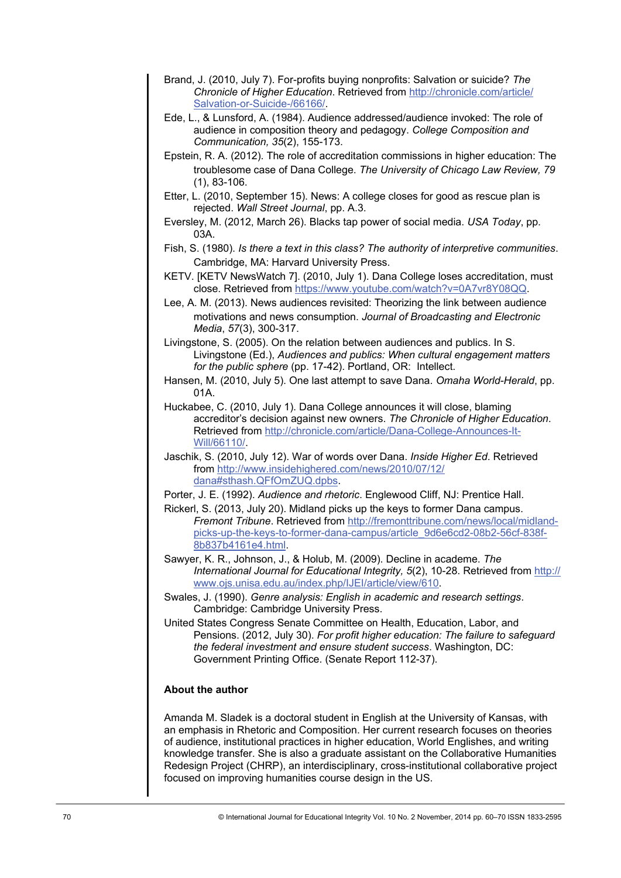Brand, J. (2010, July 7). For-profits buying nonprofits: Salvation or suicide? *The Chronicle of Higher Education*. Retrieved from http://chronicle.com/article/Salvation-or-Suicide-/66166/.

Ede, L., & Lunsford, A. (1984). Audience addressed/audience invoked: The role of audience in composition theory and pedagogy. *College Composition and Communication, 35*(2), 155-173.

Epstein, R. A. (2012). The role of accreditation commissions in higher education: The troublesome case of Dana College. *The University of Chicago Law Review, 79* (1), 83-106.

Etter, L. (2010, September 15). News: A college closes for good as rescue plan is rejected. *Wall Street Journal*, pp. A.3.

Eversley, M. (2012, March 26). Blacks tap power of social media. *USA Today*, pp. 03A.

Fish, S. (1980). *Is there a text in this class? The authority of interpretive communities*. Cambridge, MA: Harvard University Press.

KETV. [KETV NewsWatch 7]. (2010, July 1). Dana College loses accreditation, must close. Retrieved from https://www.youtube.com/watch?v=0A7vr8Y08QQ.

Lee, A. M. (2013). News audiences revisited: Theorizing the link between audience motivations and news consumption. *Journal of Broadcasting and Electronic Media*, *57*(3), 300-317.

Livingstone, S. (2005). On the relation between audiences and publics. In S. Livingstone (Ed.), *Audiences and publics: When cultural engagement matters for the public sphere* (pp. 17-42). Portland, OR: Intellect.

Hansen, M. (2010, July 5). One last attempt to save Dana. *Omaha World-Herald*, pp. 01A.

Huckabee, C. (2010, July 1). Dana College announces it will close, blaming accreditor's decision against new owners. *The Chronicle of Higher Education*. Retrieved from http://chronicle.com/article/Dana-College-Announces-It-Will/66110/.

Jaschik, S. (2010, July 12). War of words over Dana. *Inside Higher Ed*. Retrieved from http://www.insidehighered.com/news/2010/07/12/dana#sthash.QFfOmZUQ.dpbs.

Porter, J. E. (1992). *Audience and rhetoric*. Englewood Cliff, NJ: Prentice Hall.

Rickerl, S. (2013, July 20). Midland picks up the keys to former Dana campus. *Fremont Tribune*. Retrieved from http://fremonttribune.com/news/local/midland-picks-up-the-keys-to-former-dana-campus/article_9d6e6cd2-08b2-56cf-838f-8b837b4161e4.html.

Sawyer, K. R., Johnson, J., & Holub, M. (2009). Decline in academe. *The International Journal for Educational Integrity, 5*(2), 10-28. Retrieved from http://www.ojs.unisa.edu.au/index.php/IJEI/article/view/610.

Swales, J. (1990). *Genre analysis: English in academic and research settings*. Cambridge: Cambridge University Press.

United States Congress Senate Committee on Health, Education, Labor, and Pensions. (2012, July 30). *For profit higher education: The failure to safeguard the federal investment and ensure student success*. Washington, DC: Government Printing Office. (Senate Report 112-37).

**About the author**

Amanda M. Sladek is a doctoral student in English at the University of Kansas, with an emphasis in Rhetoric and Composition. Her current research focuses on theories of audience, institutional practices in higher education, World Englishes, and writing knowledge transfer. She is also a graduate assistant on the Collaborative Humanities Redesign Project (CHRP), an interdisciplinary, cross-institutional collaborative project focused on improving humanities course design in the US.